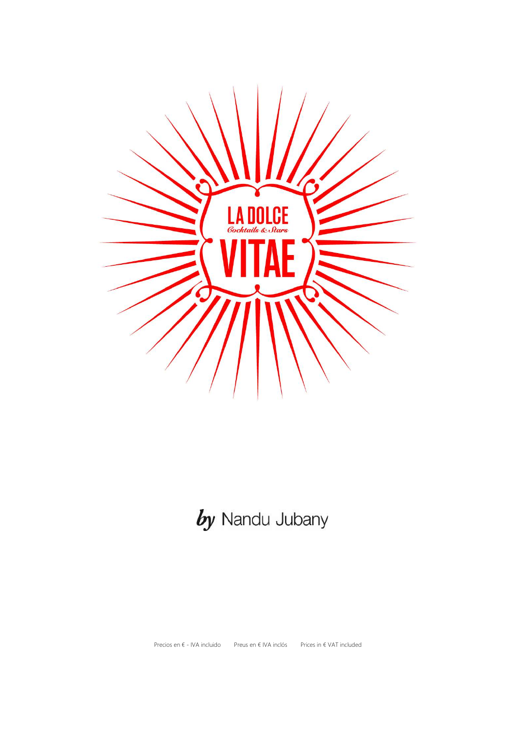# LA DOLCE VITAE

*Cocktails & Stars*

***by*** Nandu Jubany

Precios en € - IVA incluido    Preus en € IVA inclós    Prices in € VAT included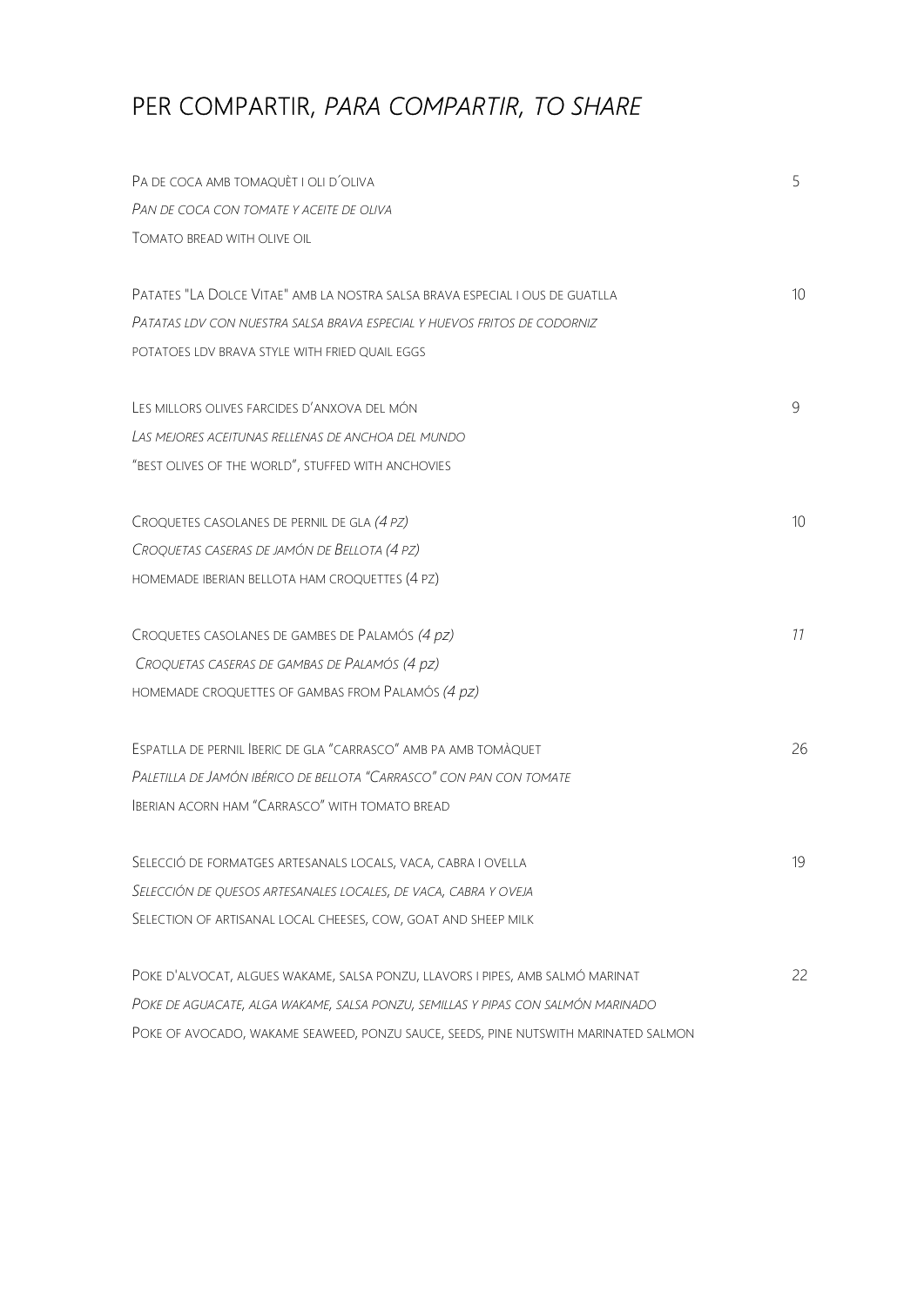# PER COMPARTIR, *PARA COMPARTIR, TO SHARE*

PA DE COCA AMB TOMAQUÈT I OLI D´OLIVA — 5
*PAN DE COCA CON TOMATE Y ACEITE DE OLIVA*
TOMATO BREAD WITH OLIVE OIL

PATATES "LA DOLCE VITAE" AMB LA NOSTRA SALSA BRAVA ESPECIAL I OUS DE GUATLLA — 10
*PATATAS LDV CON NUESTRA SALSA BRAVA ESPECIAL Y HUEVOS FRITOS DE CODORNIZ*
POTATOES LDV BRAVA STYLE WITH FRIED QUAIL EGGS

LES MILLORS OLIVES FARCIDES D'ANXOVA DEL MÓN — 9
*LAS MEJORES ACEITUNAS RELLENAS DE ANCHOA DEL MUNDO*
"BEST OLIVES OF THE WORLD", STUFFED WITH ANCHOVIES

CROQUETES CASOLANES DE PERNIL DE GLA *(4 PZ)* — 10
*CROQUETAS CASERAS DE JAMÓN DE BELLOTA (4 PZ)*
HOMEMADE IBERIAN BELLOTA HAM CROQUETTES (4 PZ)

CROQUETES CASOLANES DE GAMBES DE PALAMÓS *(4 pz)* — *11*
*CROQUETAS CASERAS DE GAMBAS DE PALAMÓS (4 pz)*
HOMEMADE CROQUETTES OF GAMBAS FROM PALAMÓS *(4 pz)*

ESPATLLA DE PERNIL IBERIC DE GLA "CARRASCO" AMB PA AMB TOMÀQUET — 26
*PALETILLA DE JAMÓN IBÉRICO DE BELLOTA "CARRASCO" CON PAN CON TOMATE*
IBERIAN ACORN HAM "CARRASCO" WITH TOMATO BREAD

SELECCIÓ DE FORMATGES ARTESANALS LOCALS, VACA, CABRA I OVELLA — 19
*SELECCIÓN DE QUESOS ARTESANALES LOCALES, DE VACA, CABRA Y OVEJA*
SELECTION OF ARTISANAL LOCAL CHEESES, COW, GOAT AND SHEEP MILK

POKE D'ALVOCAT, ALGUES WAKAME, SALSA PONZU, LLAVORS I PIPES, AMB SALMÓ MARINAT — 22
*POKE DE AGUACATE, ALGA WAKAME, SALSA PONZU, SEMILLAS Y PIPAS CON SALMÓN MARINADO*
POKE OF AVOCADO, WAKAME SEAWEED, PONZU SAUCE, SEEDS, PINE NUTSWITH MARINATED SALMON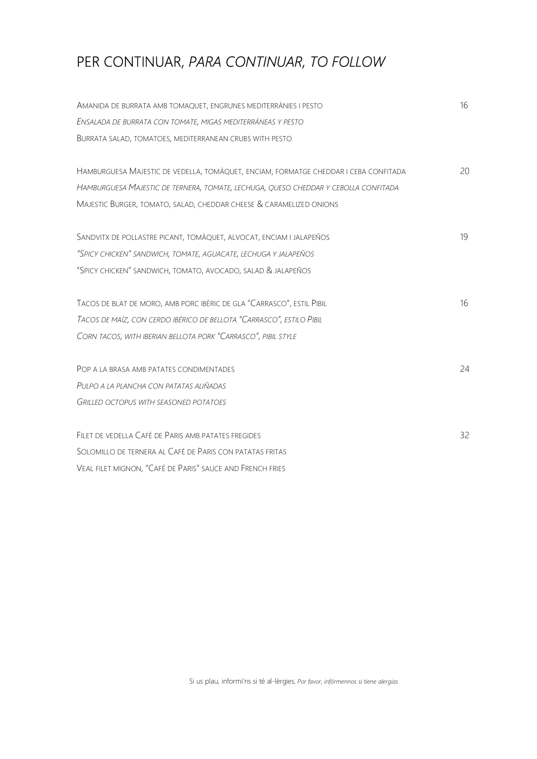# PER CONTINUAR, *PARA CONTINUAR, TO FOLLOW*

AMANIDA DE BURRATA AMB TOMAQUET, ENGRUNES MEDITERRÀNIES I PESTO 16
*ENSALADA DE BURRATA CON TOMATE, MIGAS MEDITERRÁNEAS Y PESTO*
BURRATA SALAD, TOMATOES, MEDITERRANEAN CRUBS WITH PESTO

HAMBURGUESA MAJESTIC DE VEDELLA, TOMÀQUET, ENCIAM, FORMATGE CHEDDAR I CEBA CONFITADA 20
*HAMBURGUESA MAJESTIC DE TERNERA, TOMATE, LECHUGA, QUESO CHEDDAR Y CEBOLLA CONFITADA*
MAJESTIC BURGER, TOMATO, SALAD, CHEDDAR CHEESE & CARAMELIZED ONIONS

SANDVITX DE POLLASTRE PICANT, TOMÀQUET, ALVOCAT, ENCIAM I JALAPEÑOS 19
*"SPICY CHICKEN" SANDWICH, TOMATE, AGUACATE, LECHUGA Y JALAPEÑOS*
"SPICY CHICKEN" SANDWICH, TOMATO, AVOCADO, SALAD & JALAPEÑOS

TACOS DE BLAT DE MORO, AMB PORC IBÈRIC DE GLA "CARRASCO", ESTIL PIBIL 16
*TACOS DE MAÍZ, CON CERDO IBÉRICO DE BELLOTA "CARRASCO", ESTILO PIBIL*
*CORN TACOS, WITH IBERIAN BELLOTA PORK "CARRASCO", PIBIL STYLE*

POP A LA BRASA AMB PATATES CONDIMENTADES 24
*PULPO A LA PLANCHA CON PATATAS ALIÑADAS*
*GRILLED OCTOPUS WITH SEASONED POTATOES*

FILET DE VEDELLA CAFÈ DE PARIS AMB PATATES FREGIDES 32
SOLOMILLO DE TERNERA AL CAFÉ DE PARIS CON PATATAS FRITAS
VEAL FILET MIGNON, "CAFÉ DE PARIS" SAUCE AND FRENCH FRIES

Si us plau, informi'ns si té al·lèrgies, *Por favor, infórmennos si tiene alergias*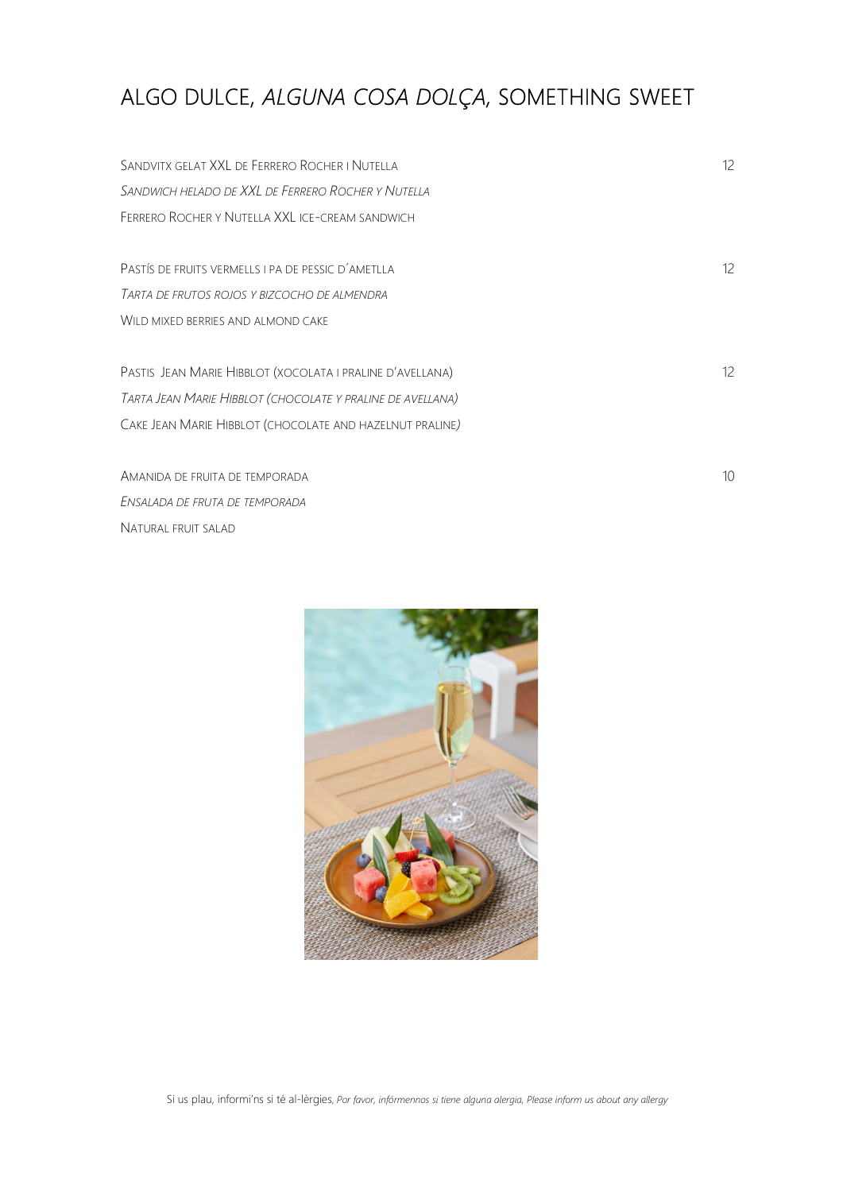# ALGO DULCE, *ALGUNA COSA DOLÇA*, SOMETHING SWEET

Sandvitx gelat XXL de Ferrero Rocher i Nutella — 12
*Sandwich helado de XXL de Ferrero Rocher y Nutella*
Ferrero Rocher y Nutella XXL ice-cream sandwich

Pastís de fruits vermells i pa de pessic d´ametlla — 12
*Tarta de frutos rojos y bizcocho de almendra*
Wild mixed berries and almond cake

Pastis Jean Marie Hibblot (xocolata i praline d'avellana) — 12
*Tarta Jean Marie Hibblot (chocolate y praline de avellana)*
Cake Jean Marie Hibblot (chocolate and hazelnut praline)

Amanida de fruita de temporada — 10
*Ensalada de fruta de temporada*
Natural fruit salad

Si us plau, informi'ns si té al-lèrgies, *Por favor, infórmennos si tiene alguna alergia, Please inform us about any allergy*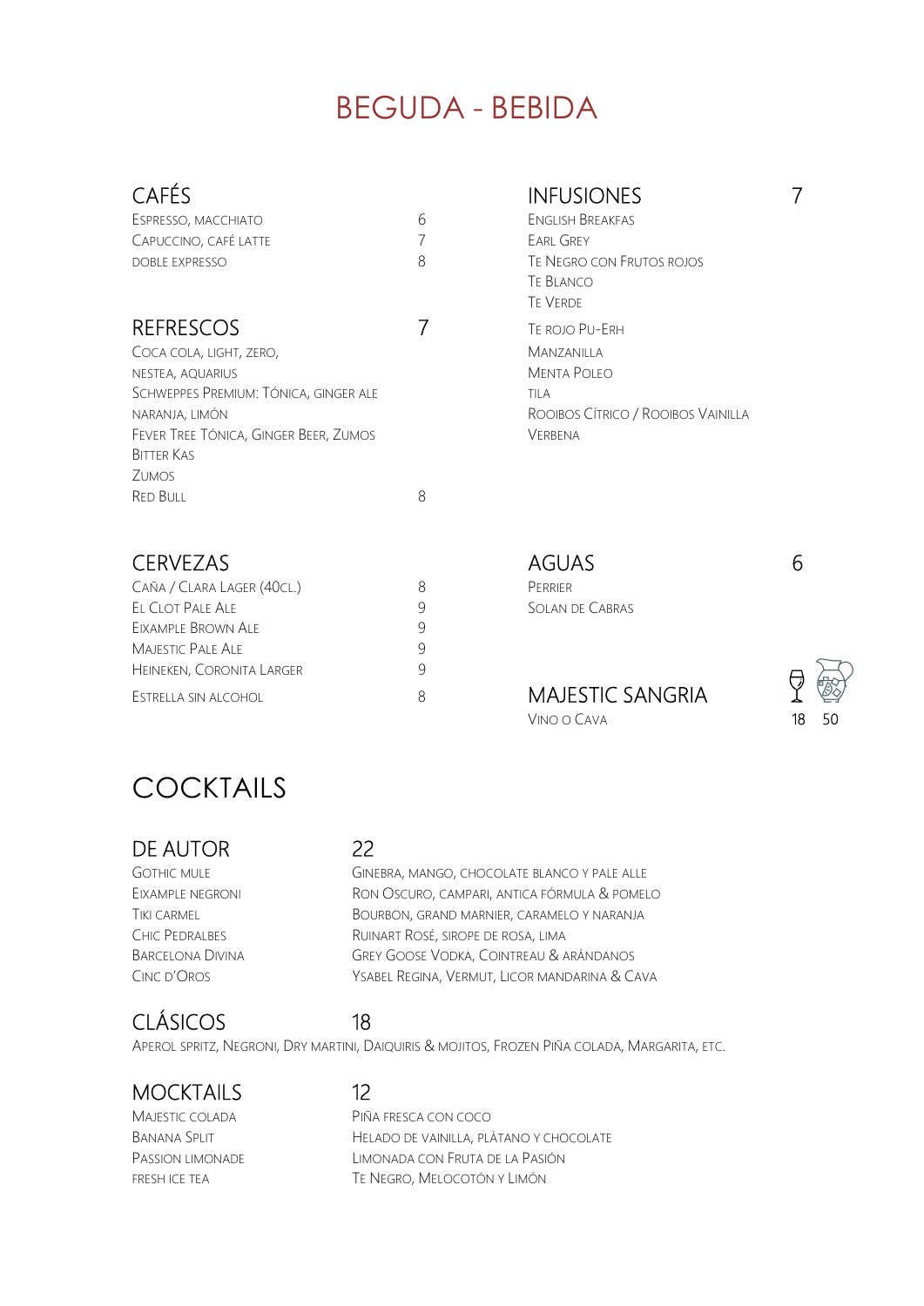# BEGUDA - BEBIDA

## CAFÉS

| | |
|---|---|
| ESPRESSO, MACCHIATO | 6 |
| CAPUCCINO, CAFÉ LATTE | 7 |
| DOBLE EXPRESSO | 8 |

## REFRESCOS 7

COCA COLA, LIGHT, ZERO,
NESTEA, AQUARIUS
SCHWEPPES PREMIUM: TÓNICA, GINGER ALE
NARANJA, LIMÓN
FEVER TREE TÓNICA, GINGER BEER, ZUMOS
BITTER KAS
ZUMOS
RED BULL 8

## INFUSIONES 7

ENGLISH BREAKFAS
EARL GREY
TE NEGRO CON FRUTOS ROJOS
TE BLANCO
TE VERDE
TE ROJO PU-ERH
MANZANILLA
MENTA POLEO
TILA
ROOIBOS CÍTRICO / ROOIBOS VAINILLA
VERBENA

## CERVEZAS

| | |
|---|---|
| CAÑA / CLARA LAGER (40CL.) | 8 |
| EL CLOT PALE ALE | 9 |
| EIXAMPLE BROWN ALE | 9 |
| MAJESTIC PALE ALE | 9 |
| HEINEKEN, CORONITA LARGER | 9 |
| ESTRELLA SIN ALCOHOL | 8 |

## AGUAS 6

PERRIER
SOLAN DE CABRAS

## MAJESTIC SANGRIA

| | Copa | Jarra |
|---|---|---|
| VINO O CAVA | 18 | 50 |

# COCKTAILS

## DE AUTOR 22

| | |
|---|---|
| GOTHIC MULE | GINEBRA, MANGO, CHOCOLATE BLANCO Y PALE ALLE |
| EIXAMPLE NEGRONI | RON OSCURO, CAMPARI, ANTICA FÓRMULA & POMELO |
| TIKI CARMEL | BOURBON, GRAND MARNIER, CARAMELO Y NARANJA |
| CHIC PEDRALBES | RUINART ROSÉ, SIROPE DE ROSA, LIMA |
| BARCELONA DIVINA | GREY GOOSE VODKA, COINTREAU & ARÁNDANOS |
| CINC D'OROS | YSABEL REGINA, VERMUT, LICOR MANDARINA & CAVA |

## CLÁSICOS 18

APEROL SPRITZ, NEGRONI, DRY MARTINI, DAIQUIRIS & MOJITOS, FROZEN PIÑA COLADA, MARGARITA, ETC.

## MOCKTAILS 12

| | |
|---|---|
| MAJESTIC COLADA | PIÑA FRESCA CON COCO |
| BANANA SPLIT | HELADO DE VAINILLA, PLÁTANO Y CHOCOLATE |
| PASSION LIMONADE | LIMONADA CON FRUTA DE LA PASIÓN |
| FRESH ICE TEA | TE NEGRO, MELOCOTÓN Y LIMÓN |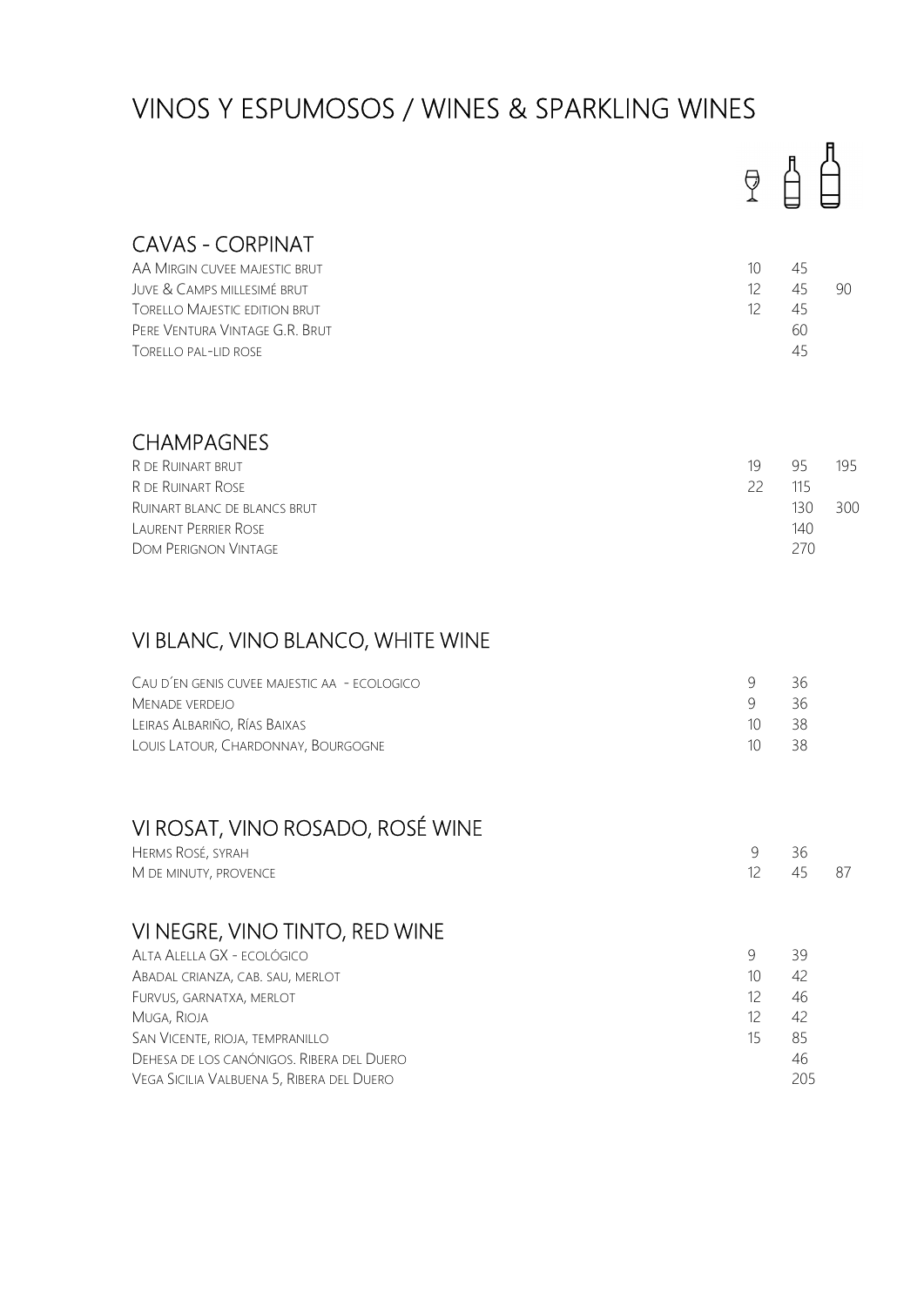# VINOS Y ESPUMOSOS / WINES & SPARKLING WINES

## CAVAS - CORPINAT

| | Copa | Botella | Magnum |
|---|---|---|---|
| AA Mirgin cuvee majestic brut | 10 | 45 | |
| Juve & Camps millesimé brut | 12 | 45 | 90 |
| Torello Majestic edition brut | 12 | 45 | |
| Pere Ventura Vintage G.R. Brut | | 60 | |
| Torello pal-lid rose | | 45 | |

## CHAMPAGNES

| | Copa | Botella | Magnum |
|---|---|---|---|
| R de Ruinart brut | 19 | 95 | 195 |
| R de Ruinart Rose | 22 | 115 | |
| Ruinart blanc de blancs brut | | 130 | 300 |
| Laurent Perrier Rose | | 140 | |
| Dom Perignon Vintage | | 270 | |

## VI BLANC, VINO BLANCO, WHITE WINE

| | Copa | Botella | Magnum |
|---|---|---|---|
| Cau d´en genis cuvee majestic AA - ecologico | 9 | 36 | |
| Menade verdejo | 9 | 36 | |
| Leiras Albariño, Rías Baixas | 10 | 38 | |
| Louis Latour, Chardonnay, Bourgogne | 10 | 38 | |

## VI ROSAT, VINO ROSADO, ROSÉ WINE

| | Copa | Botella | Magnum |
|---|---|---|---|
| Herms Rosé, syrah | 9 | 36 | |
| M de minuty, provence | 12 | 45 | 87 |

## VI NEGRE, VINO TINTO, RED WINE

| | Copa | Botella | Magnum |
|---|---|---|---|
| Alta Alella GX - ecológico | 9 | 39 | |
| Abadal crianza, cab. sau, merlot | 10 | 42 | |
| Furvus, garnatxa, merlot | 12 | 46 | |
| Muga, Rioja | 12 | 42 | |
| San Vicente, rioja, tempranillo | 15 | 85 | |
| Dehesa de los Canónigos. Ribera del Duero | | 46 | |
| Vega Sicilia Valbuena 5, Ribera del Duero | | 205 | |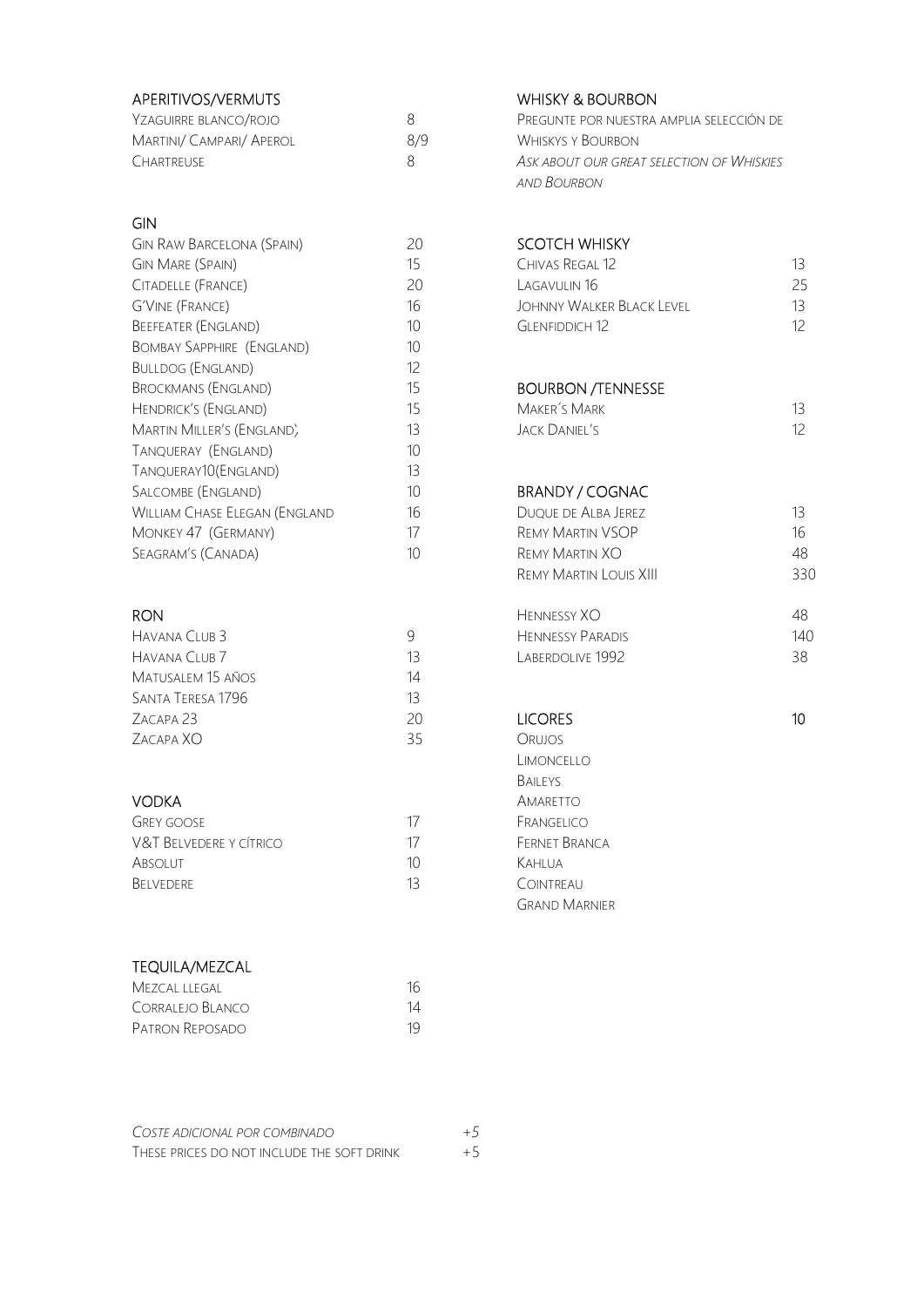## APERITIVOS/VERMUTS

| | |
|---|---|
| Yzaguirre blanco/rojo | 8 |
| Martini/ Campari/ Aperol | 8/9 |
| Chartreuse | 8 |

## GIN

| | |
|---|---|
| Gin Raw Barcelona (Spain) | 20 |
| Gin Mare (Spain) | 15 |
| Citadelle (France) | 20 |
| G'Vine (France) | 16 |
| Beefeater (England) | 10 |
| Bombay Sapphire (England) | 10 |
| Bulldog (England) | 12 |
| Brockmans (England) | 15 |
| Hendrick's (England) | 15 |
| Martin Miller's (England) | 13 |
| Tanqueray (England) | 10 |
| Tanqueray10(England) | 13 |
| Salcombe (England) | 10 |
| William Chase Elegan (England | 16 |
| Monkey 47 (Germany) | 17 |
| Seagram's (Canada) | 10 |

## RON

| | |
|---|---|
| Havana Club 3 | 9 |
| Havana Club 7 | 13 |
| Matusalem 15 años | 14 |
| Santa Teresa 1796 | 13 |
| Zacapa 23 | 20 |
| Zacapa XO | 35 |

## VODKA

| | |
|---|---|
| Grey Goose | 17 |
| V&T Belvedere y cítrico | 17 |
| Absolut | 10 |
| Belvedere | 13 |

## TEQUILA/MEZCAL

| | |
|---|---|
| Mezcal llegal | 16 |
| Corralejo Blanco | 14 |
| Patron Reposado | 19 |

## WHISKY & BOURBON

Pregunte por nuestra amplia selección de Whiskys y Bourbon

*Ask about our great selection of Whiskies and Bourbon*

## SCOTCH WHISKY

| | |
|---|---|
| Chivas Regal 12 | 13 |
| Lagavulin 16 | 25 |
| Johnny Walker Black Level | 13 |
| Glenfiddich 12 | 12 |

## BOURBON /TENNESSE

| | |
|---|---|
| Maker´s Mark | 13 |
| Jack Daniel's | 12 |

## BRANDY / COGNAC

| | |
|---|---|
| Duque de Alba Jerez | 13 |
| Remy Martin VSOP | 16 |
| Remy Martin XO | 48 |
| Remy Martin Louis XIII | 330 |
| Hennessy XO | 48 |
| Hennessy Paradis | 140 |
| Laberdolive 1992 | 38 |

## LICORES 10

- Orujos
- Limoncello
- Baileys
- Amaretto
- Frangelico
- Fernet Branca
- Kahlua
- Cointreau
- Grand Marnier

| | |
|---|---|
| *Coste adicional por combinado* | +5 |
| These prices do not include the soft drink | +5 |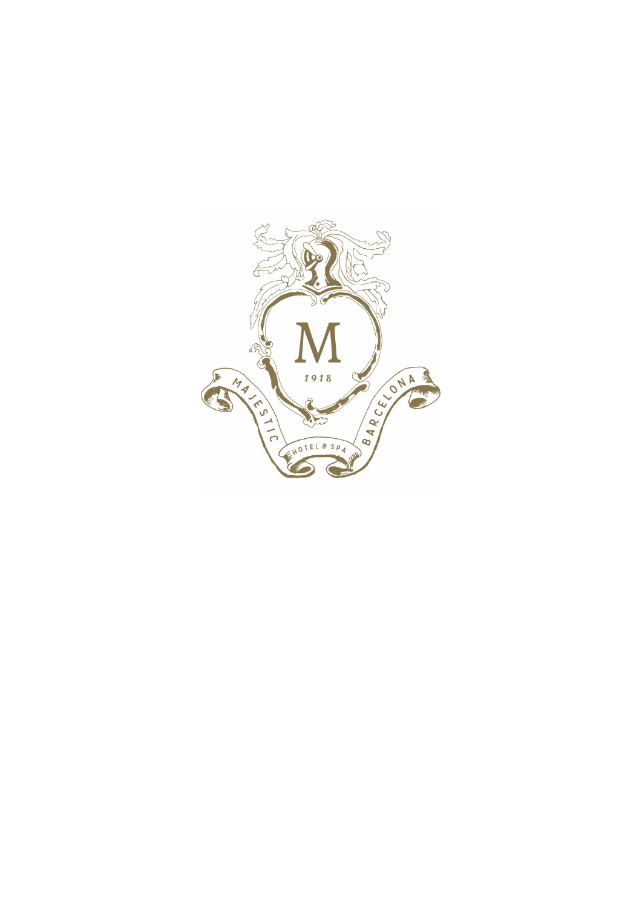M

1918

MAJESTIC HOTEL & SPA BARCELONA